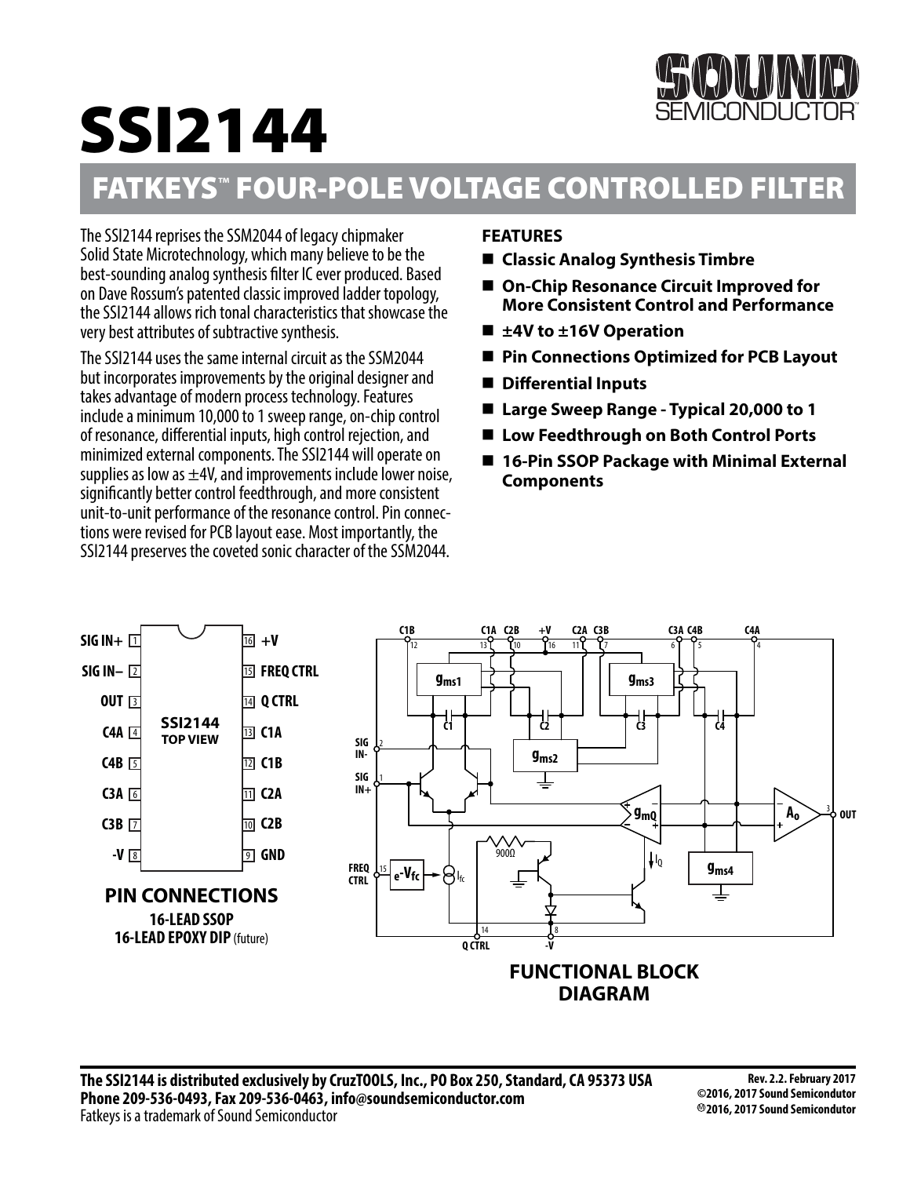# SSI2144

## FATKEYS™ FOUR-POLE VOLTAGE CONTROLLED FILTER

The SSI2144 reprises the SSM2044 of legacy chipmaker Solid State Microtechnology, which many believe to be the best-sounding analog synthesis filter IC ever produced. Based on Dave Rossum's patented classic improved ladder topology, the SSI2144 allows rich tonal characteristics that showcase the very best attributes of subtractive synthesis.

The SSI2144 uses the same internal circuit as the SSM2044 but incorporates improvements by the original designer and takes advantage of modern process technology. Features include a minimum 10,000 to 1 sweep range, on-chip control of resonance, differential inputs, high control rejection, and minimized external components. The SSI2144 will operate on supplies as low as ±4V, and improvements include lower noise, significantly better control feedthrough, and more consistent unit-to-unit performance of the resonance control. Pin connections were revised for PCB layout ease. Most importantly, the SSI2144 preserves the coveted sonic character of the SSM2044.

### FEATURES

- **Classic Analog Synthesis Timbre**
- **On-Chip Resonance Circuit Improved for More Consistent Control and Performance**
- **±4V to ±16V Operation**
- **Pin Connections Optimized for PCB Layout**
- **Differential Inputs**
- **Large Sweep Range - Typical 20,000 to 1**
- **Low Feedthrough on Both Control Ports**
- **16-Pin SSOP Package with Minimal External Components**

| Pin | Name | Pin | Name |
|---|---|---|---|
| 1 | SIG IN+ | 16 | +V |
| 2 | SIG IN– | 15 | FREQ CTRL |
| 3 | OUT | 14 | Q CTRL |
| 4 | C4A | 13 | C1A |
| 5 | C4B | 12 | C1B |
| 6 | C3A | 11 | C2A |
| 7 | C3B | 10 | C2B |
| 8 | -V | 9 | GND |

### PIN CONNECTIONS

**16-LEAD SSOP**
**16-LEAD EPOXY DIP** (future)

### FUNCTIONAL BLOCK DIAGRAM

**The SSI2144 is distributed exclusively by CruzTOOLS, Inc., PO Box 250, Standard, CA 95373 USA**
**Phone 209-536-0493, Fax 209-536-0463, info@soundsemiconductor.com**
Fatkeys is a trademark of Sound Semiconductor

**Rev. 2.2. February 2017**
**©2016, 2017 Sound Semiconductor**
**Ⓜ2016, 2017 Sound Semiconductor**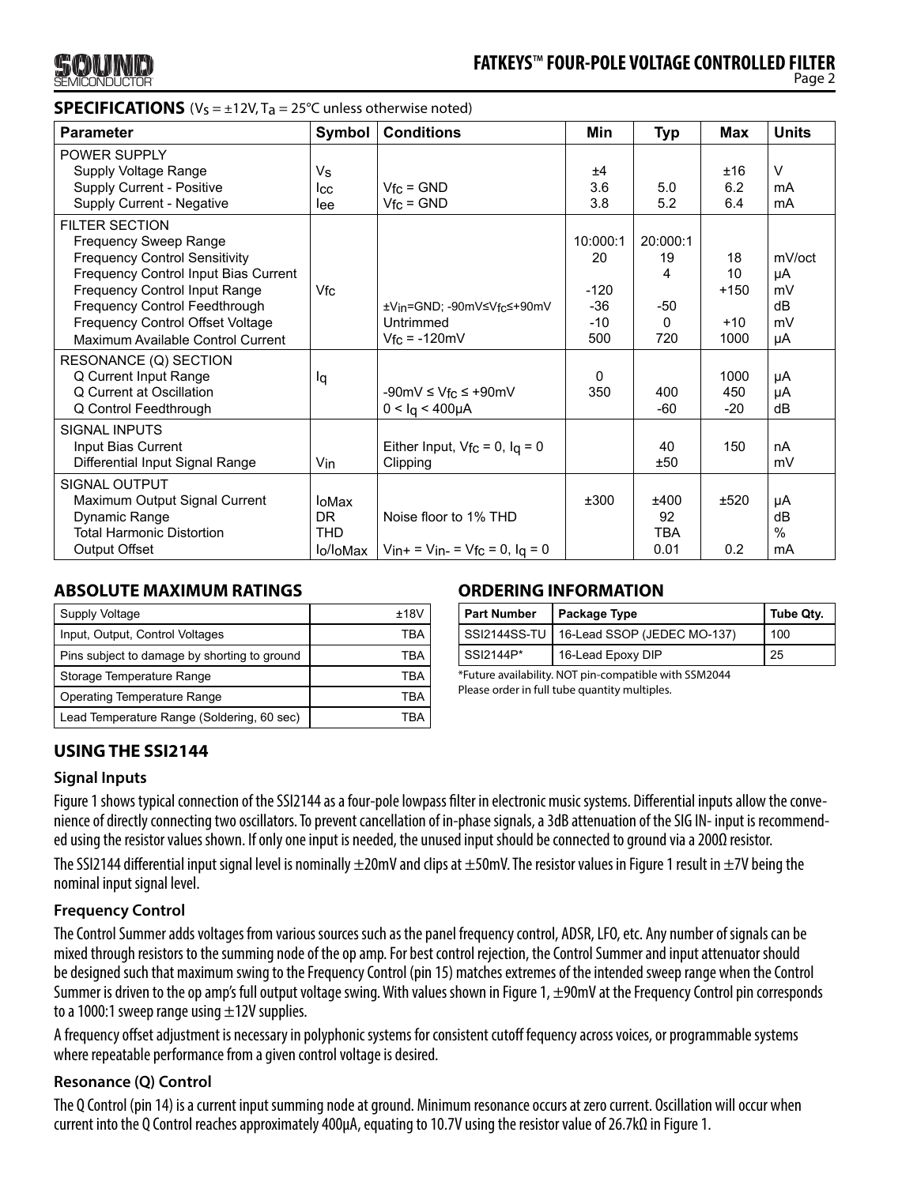## SPECIFICATIONS ($V_S = \pm 12V$, $T_a = 25°C$ unless otherwise noted)

| Parameter | Symbol | Conditions | Min | Typ | Max | Units |
|---|---|---|---|---|---|---|
| POWER SUPPLY | | | | | | |
| Supply Voltage Range | $V_S$ | | ±4 | | ±16 | V |
| Supply Current - Positive | $I_{CC}$ | $V_{fc}$ = GND | 3.6 | 5.0 | 6.2 | mA |
| Supply Current - Negative | $I_{ee}$ | $V_{fc}$ = GND | 3.8 | 5.2 | 6.4 | mA |
| FILTER SECTION | | | | | | |
| Frequency Sweep Range | | | 10:000:1 | 20:000:1 | | |
| Frequency Control Sensitivity | | | 20 | 19 | 18 | mV/oct |
| Frequency Control Input Bias Current | | | | 4 | 10 | µA |
| Frequency Control Input Range | $V_{fc}$ | | -120 | | +150 | mV |
| Frequency Control Feedthrough | | $\pm V_{in}$=GND; $-90mV \leq V_{fc} \leq +90mV$ | -36 | -50 | | dB |
| Frequency Control Offset Voltage | | Untrimmed | -10 | 0 | +10 | mV |
| Maximum Available Control Current | | $V_{fc}$ = -120mV | 500 | 720 | 1000 | µA |
| RESONANCE (Q) SECTION | | | | | | |
| Q Current Input Range | $I_q$ | | 0 | | 1000 | µA |
| Q Current at Oscillation | | $-90mV \leq V_{fc} \leq +90mV$ | 350 | 400 | 450 | µA |
| Q Control Feedthrough | | $0 < I_q < 400µA$ | | -60 | -20 | dB |
| SIGNAL INPUTS | | | | | | |
| Input Bias Current | | Either Input, $V_{fc}$ = 0, $I_q$ = 0 | | 40 | 150 | nA |
| Differential Input Signal Range | $V_{in}$ | Clipping | | ±50 | | mV |
| SIGNAL OUTPUT | | | | | | |
| Maximum Output Signal Current | $I_{oMax}$ | | ±300 | ±400 | ±520 | µA |
| Dynamic Range | DR | Noise floor to 1% THD | | 92 | | dB |
| Total Harmonic Distortion | THD | | | TBA | | % |
| Output Offset | $I_o/I_{oMax}$ | $V_{in+} = V_{in-} = V_{fc} = 0$, $I_q = 0$ | | 0.01 | 0.2 | mA |

## ABSOLUTE MAXIMUM RATINGS

| Rating | Value |
|---|---|
| Supply Voltage | ±18V |
| Input, Output, Control Voltages | TBA |
| Pins subject to damage by shorting to ground | TBA |
| Storage Temperature Range | TBA |
| Operating Temperature Range | TBA |
| Lead Temperature Range (Soldering, 60 sec) | TBA |

## ORDERING INFORMATION

| Part Number | Package Type | Tube Qty. |
|---|---|---|
| SSI2144SS-TU | 16-Lead SSOP (JEDEC MO-137) | 100 |
| SSI2144P* | 16-Lead Epoxy DIP | 25 |

*Future availability. NOT pin-compatible with SSM2044
Please order in full tube quantity multiples.

## USING THE SSI2144

### Signal Inputs

Figure 1 shows typical connection of the SSI2144 as a four-pole lowpass filter in electronic music systems. Differential inputs allow the convenience of directly connecting two oscillators. To prevent cancellation of in-phase signals, a 3dB attenuation of the SIG IN- input is recommended using the resistor values shown. If only one input is needed, the unused input should be connected to ground via a 200Ω resistor.

The SSI2144 differential input signal level is nominally ±20mV and clips at ±50mV. The resistor values in Figure 1 result in ±7V being the nominal input signal level.

### Frequency Control

The Control Summer adds voltages from various sources such as the panel frequency control, ADSR, LFO, etc. Any number of signals can be mixed through resistors to the summing node of the op amp. For best control rejection, the Control Summer and input attenuator should be designed such that maximum swing to the Frequency Control (pin 15) matches extremes of the intended sweep range when the Control Summer is driven to the op amp's full output voltage swing. With values shown in Figure 1, ±90mV at the Frequency Control pin corresponds to a 1000:1 sweep range using ±12V supplies.

A frequency offset adjustment is necessary in polyphonic systems for consistent cutoff fequency across voices, or programmable systems where repeatable performance from a given control voltage is desired.

### Resonance (Q) Control

The Q Control (pin 14) is a current input summing node at ground. Minimum resonance occurs at zero current. Oscillation will occur when current into the Q Control reaches approximately 400µA, equating to 10.7V using the resistor value of 26.7kΩ in Figure 1.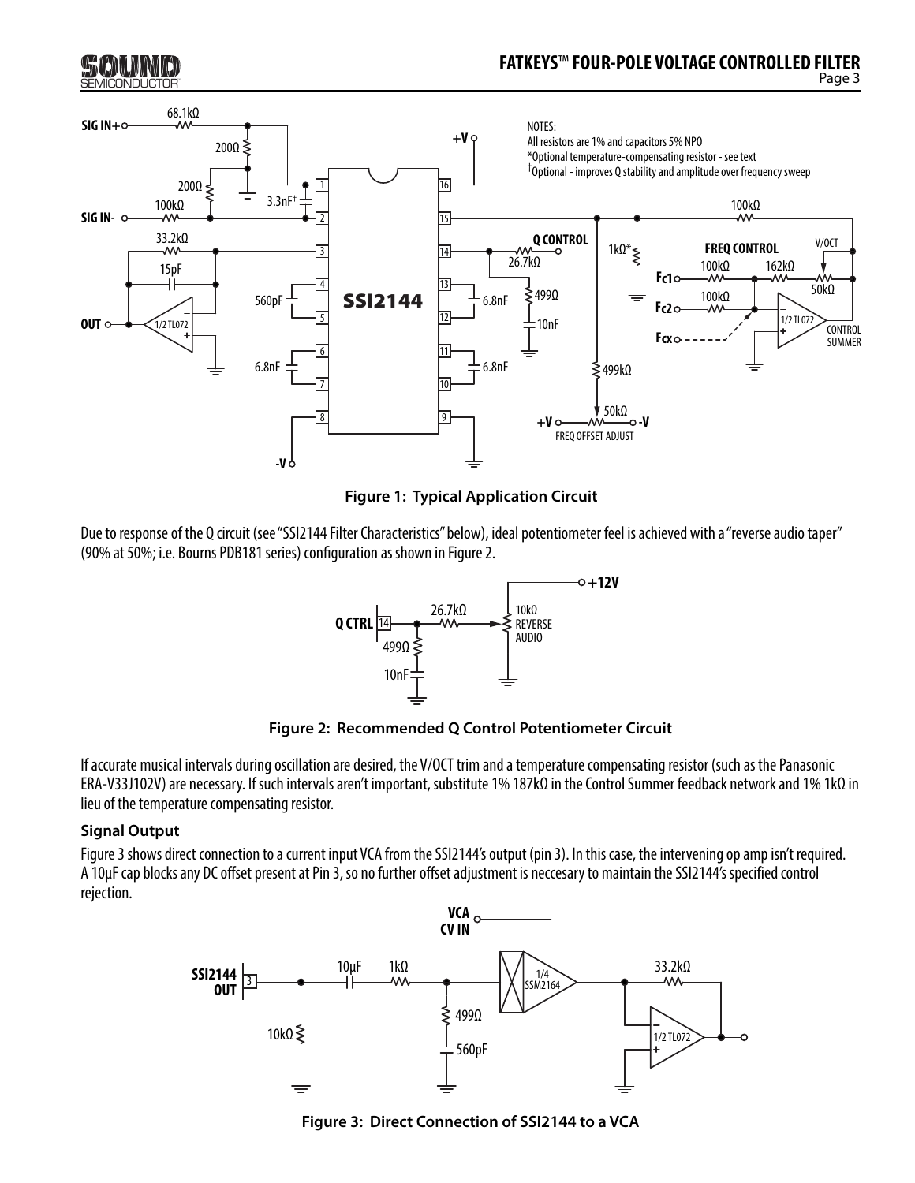Figure 1: Typical Application Circuit

Due to response of the Q circuit (see "SSI2144 Filter Characteristics" below), ideal potentiometer feel is achieved with a "reverse audio taper" (90% at 50%; i.e. Bourns PDB181 series) configuration as shown in Figure 2.

Figure 2: Recommended Q Control Potentiometer Circuit

If accurate musical intervals during oscillation are desired, the V/OCT trim and a temperature compensating resistor (such as the Panasonic ERA-V33J102V) are necessary. If such intervals aren't important, substitute 1% 187kΩ in the Control Summer feedback network and 1% 1kΩ in lieu of the temperature compensating resistor.

### Signal Output

Figure 3 shows direct connection to a current input VCA from the SSI2144's output (pin 3). In this case, the intervening op amp isn't required. A 10µF cap blocks any DC offset present at Pin 3, so no further offset adjustment is neccesary to maintain the SSI2144's specified control rejection.

Figure 3: Direct Connection of SSI2144 to a VCA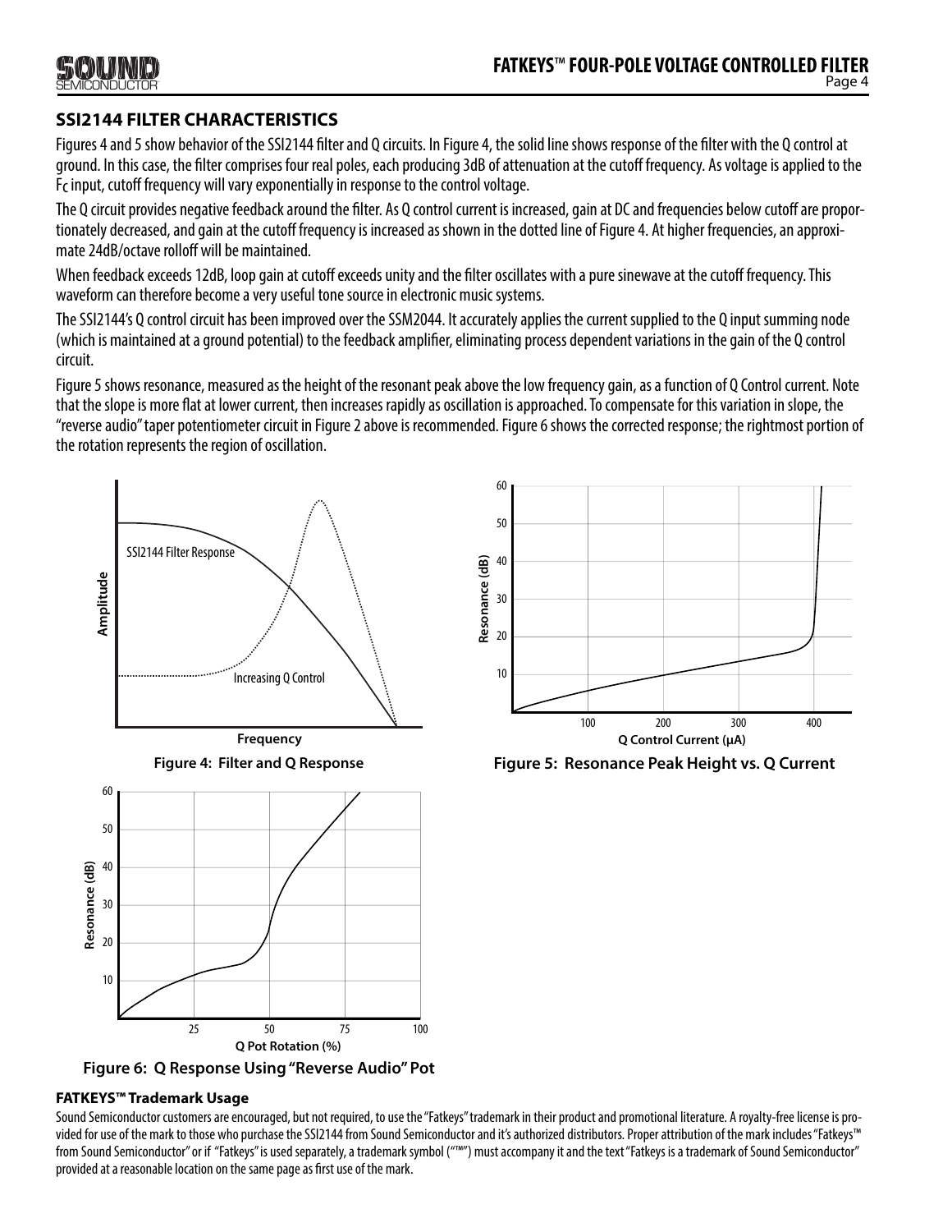## SSI2144 FILTER CHARACTERISTICS

Figures 4 and 5 show behavior of the SSI2144 filter and Q circuits. In Figure 4, the solid line shows response of the filter with the Q control at ground. In this case, the filter comprises four real poles, each producing 3dB of attenuation at the cutoff frequency. As voltage is applied to the $F_C$ input, cutoff frequency will vary exponentially in response to the control voltage.

The Q circuit provides negative feedback around the filter. As Q control current is increased, gain at DC and frequencies below cutoff are proportionately decreased, and gain at the cutoff frequency is increased as shown in the dotted line of Figure 4. At higher frequencies, an approximate 24dB/octave rolloff will be maintained.

When feedback exceeds 12dB, loop gain at cutoff exceeds unity and the filter oscillates with a pure sinewave at the cutoff frequency. This waveform can therefore become a very useful tone source in electronic music systems.

The SSI2144's Q control circuit has been improved over the SSM2044. It accurately applies the current supplied to the Q input summing node (which is maintained at a ground potential) to the feedback amplifier, eliminating process dependent variations in the gain of the Q control circuit.

Figure 5 shows resonance, measured as the height of the resonant peak above the low frequency gain, as a function of Q Control current. Note that the slope is more flat at lower current, then increases rapidly as oscillation is approached. To compensate for this variation in slope, the "reverse audio" taper potentiometer circuit in Figure 2 above is recommended. Figure 6 shows the corrected response; the rightmost portion of the rotation represents the region of oscillation.

SSI2144 Filter Response
Increasing Q Control
Amplitude
Frequency

**Figure 4: Filter and Q Response**

Resonance (dB)
60
50
40
30
20
10
100
200
300
400
Q Control Current (μA)

**Figure 5: Resonance Peak Height vs. Q Current**

Resonance (dB)
60
50
40
30
20
10
25
50
75
100
Q Pot Rotation (%)

**Figure 6: Q Response Using "Reverse Audio" Pot**

### FATKEYS™ Trademark Usage

Sound Semiconductor customers are encouraged, but not required, to use the "Fatkeys" trademark in their product and promotional literature. A royalty-free license is provided for use of the mark to those who purchase the SSI2144 from Sound Semiconductor and it's authorized distributors. Proper attribution of the mark includes "Fatkeys™ from Sound Semiconductor" or if "Fatkeys" is used separately, a trademark symbol ("™") must accompany it and the text "Fatkeys is a trademark of Sound Semiconductor" provided at a reasonable location on the same page as first use of the mark.